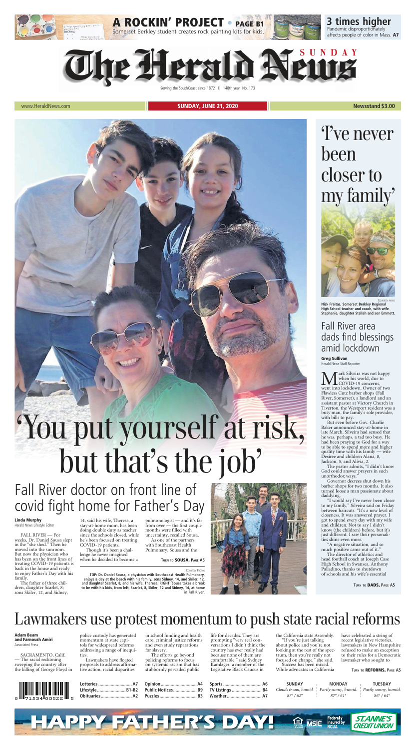**A ROCKIN' PROJECT • PAGE B1**
Somerset Berkley student creates rock painting kits for kids.

**3 times higher**
Pandemic disproportionately affects people of color in Mass. **A7**

# The Herald News SUNDAY

Serving the SouthCoast since 1872 | 148th year No. 173

www.HeraldNews.com | **SUNDAY, JUNE 21, 2020** | **Newsstand $3.00**

# 'You put yourself at risk, but that's the job'

## Fall River doctor on front line of covid fight home for Father's Day

**Linda Murphy**
Herald News Lifestyle Editor

FALL RIVER — For weeks, Dr. Daniel Sousa slept in the "she shed." Then he moved into the sunroom. But now the physician who has been on the front lines of treating COVID-19 patients is back in the house and ready to enjoy Father's Day with his family.

The father of three children, daughter Scarlet, 8; sons Skiler, 12, and Sidney, 14, said his wife, Theresa, a stay-at-home mom, has been doing double duty as teacher since the schools closed, while he's been focused on treating COVID-19 patients.

Though it's been a challenge he never imagined when he decided to become a pulmonologist — and it's far from over — the first couple months were filled with uncertainty, recalled Sousa.

As one of the partners with Southcoast Health Pulmonary, Sousa and the

**TURN TO SOUSA, PAGE A5**

COURTESY PHOTOS

**TOP: Dr. Daniel Sousa, a physician with Southcoast Health Pulmonary, enjoys a day at the beach with his family, sons Sidney, 14, and Skiler, 12, and daughter Scarlet, 8, and his wife, Theresa. RIGHT: Sousa takes a break to be with his kids, from left, Scarlet, 8, Skiler, 12 and Sidney, 14, at home in Fall River.**

# 'I've never been closer to my family'

COURTESY PHOTO

**Nick Freitas, Somerset Berkley Regional High School teacher and coach, with wife Stephanie, daughter Stellah and son Emmett.**

## Fall River area dads find blessings amid lockdown

**Greg Sullivan**
Herald News Staff Reporter

Mark Silveira was not happy when his world, due to COVID-19 concerns, went into lockdown. Owner of two Flawless Cutz barber shops (Fall River, Somerset), a landlord and an assistant pastor at Victory Church in Tiverton, the Westport resident was a busy man, the family's sole provider, with bills to pay.

But even before Gov. Charlie Baker announced stay-at-home in late March, Silveira had sensed that he was, perhaps, a tad too busy. He had been praying to God for a way to be able to spend more and higher quality time with his family — wife Desiree and children Alana, 8, Jackson, 5, and Alivia, 2.

The pastor admits, "I didn't know God could answer prayers in such unorthodox ways."

Governor decrees shut down his barber shops for two months. It also turned loose a man passionate about daddying.

"I would say I've never been closer to my family," Silveira said on Friday between haircuts. "It's a new level of closeness. It was answered prayer. I got to spend every day with my wife and children. Not to say I didn't know (the children) before, but it's just different. I saw their personalities shine even more.

"A negative situation, and so much positive came out of it."

The director of athletics and head football coach at Joseph Case High School in Swansea, Anthony Palladino, thanks to shutdown of schools and his wife's essential

**TURN TO DADS, PAGE A5**

# Lawmakers use protest momentum to push state racial reforms

**Adam Beam and Farnoush Amiri**
Associated Press

SACRAMENTO, Calif. — The racial reckoning sweeping the country after the killing of George Floyd in police custody has generated momentum at state capitols for widespread reforms addressing a range of inequities.

Lawmakers have floated proposals to address affirmative action, racial disparities in school funding and health care, criminal justice reforms and even study reparations for slavery.

The efforts go beyond policing reforms to focus on systemic racism that has stubbornly pervaded public life for decades. They are prompting "very real conversations I didn't think the country has ever really had because none of them are comfortable," said Sydney Kamlager, a member of the Legislative Black Caucus in the California state Assembly.

"If you're just talking about police and you're not looking at the rest of the spectrum, then you're really not focused on change," she said.

Success has been mixed. While advocates in California have celebrated a string of recent legislative victories, lawmakers in New Hampshire refused to make an exception to their rules for a Democratic lawmaker who sought to

**TURN TO REFORMS, PAGE A5**

| | | | | | |
|---|---|---|---|---|---|
| Lotteries | A7 | Opinion | A4 | Sports | A6 |
| Lifestyle | B1-B2 | Public Notices | B9 | TV Listings | B4 |
| Obituaries | A2 | Puzzles | B3 | Weather | A7 |

| SUNDAY | MONDAY | TUESDAY |
|---|---|---|
| *Clouds & sun, humid.* | *Partly sunny, humid.* | *Partly sunny, humid.* |
| *87° / 62°* | *87° / 61°* | *86° / 64°* |

**HAPPY FATHER'S DAY!** Federally insured by NCUA — ST. ANNE'S CREDIT UNION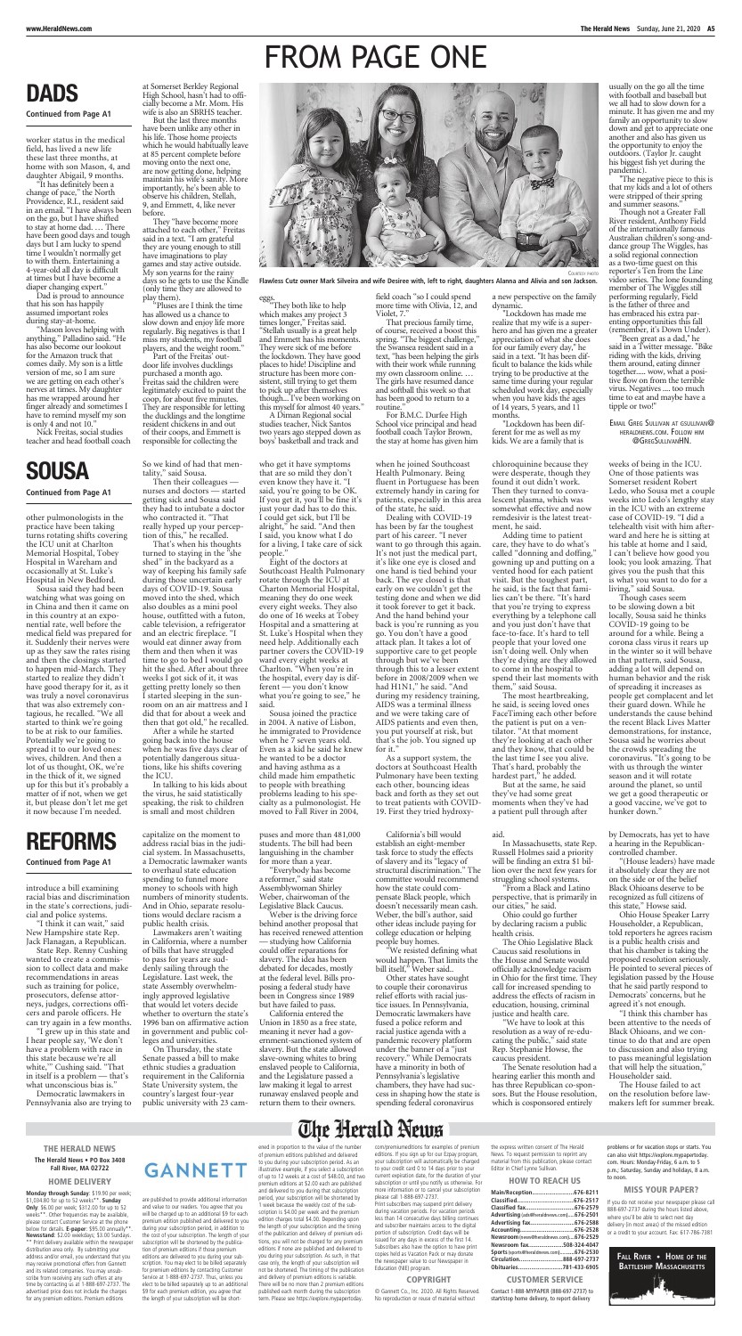# FROM PAGE ONE

## DADS

**Continued from Page A1**

worker status in the medical field, has lived a new life these last three months, at home with son Mason, 4, and daughter Abigail, 9 months.

"It has definitely been a change of pace," the North Providence, R.I., resident said in an email. "I have always been on the go, but I have shifted to stay at home dad. … There have been good days and tough days but I am lucky to spend time I wouldn't normally get to with them. Entertaining a 4-year-old all day is difficult at times but I have become a diaper changing expert."

Dad is proud to announce that his son has happily assumed important roles during stay-at-home.

"Mason loves helping with anything," Palladino said. "He has also become our lookout for the Amazon truck that comes daily. My son is a little version of me, so I am sure we are getting on each other's nerves at times. My daughter has me wrapped around her finger already and sometimes I have to remind myself my son is only 4 and not 10."

Nick Freitas, social studies teacher and head football coach at Somerset Berkley Regional High School, hasn't had to officially become a Mr. Mom. His wife is also an SBRHS teacher.

But the last three months have been unlike any other in his life. Those home projects which he would habitually leave at 85 percent complete before moving onto the next one, are now getting done, helping maintain his wife's sanity. More importantly, he's been able to observe his children, Stellah, 9, and Emmett, 4, like never before.

They "have become more attached to each other," Freitas said in a text. "I am grateful they are young enough to still have imaginations to play games and stay active outside. My son yearns for the rainy days so he gets to use the Kindle (only time they are allowed to play them).

"Pluses are I think the time has allowed us a chance to slow down and enjoy life more regularly. Big negatives is that I miss my students, my football players, and the weight room."

Part of the Freitas' outdoor life involves ducklings purchased a month ago. Freitas said the children were legitimately excited to paint the coop, for about five minutes. They are responsible for letting the ducklings and the longtime resident chickens in and out of their coops, and Emmett is responsible for collecting the eggs.

"They both like to help which makes any project 3 times longer," Freitas said. "Stellah usually is a great help and Emmett has his moments. They were sick of me before the lockdown. They have good places to hide! Discipline and structure has been more consistent, still trying to get them to pick up after themselves though... I've been working on this myself for almost 40 years."

A Dirnan Regional social studies teacher, Nick Santos two years ago stepped down as boys' basketball and track and field coach "so I could spend more time with Olivia, 12, and Violet, 7."

That precious family time, of course, received a boost this spring. "The biggest challenge," the Swansea resident said in a text, "has been helping the girls with their work while running my own classroom online. … The girls have resumed dance and softball this week so that has been good to return to a routine."

For B.M.C. Durfee High School vice principal and head football coach Taylor Brown, the stay at home has given him a new perspective on the family dynamic.

"Lockdown has made me realize that my wife is a super-hero and has given me a greater appreciation of what she does for our family every day," he said in a text. "It has been difficult to balance the kids while trying to be productive at the same time during your regular scheduled work day, especially when you have kids the ages of 14 years, 5 years, and 11 months.

"Lockdown has been different for me as well as my kids. We are a family that is usually on the go all the time with football and baseball but we all had to slow down for a minute. It has given me and my family an opportunity to slow down and get to appreciate one another and also has given us the opportunity to enjoy the outdoors. (Taylor Jr. caught his biggest fish yet during the pandemic).

"The negative piece to this is that my kids and a lot of others were stripped of their spring and summer seasons."

Though not a Greater Fall River resident, Anthony Field of the internationally famous Australian children's song-and-dance group The Wiggles, has a solid regional connection as a two-time guest on this reporter's Ten from the Line video series. The lone founding member of The Wiggles still performing regularly, Field is the father of three and has embraced his extra parenting opportunities this fall (remember, it's Down Under).

"Been great as a dad," he said in a Twitter message. "Bike riding with the kids, driving them around, eating dinner together.... wow, what a positive flow on from the terrible virus. Negatives .... too much time to eat and maybe have a tipple or two!"

Email Greg Sullivan at gsullivan@heraldnews.com. Follow him @GregSullivanHN.

Courtesy photo

**Flawless Cutz owner Mark Silveira and wife Desiree with, left to right, daughters Alanna and Alivia and son Jackson.**

## SOUSA

**Continued from Page A1**

other pulmonologists in the practice have been taking turns rotating shifts covering the ICU unit at Charlton Memorial Hospital, Tobey Hospital in Wareham and occasionally at St. Luke's Hospital in New Bedford.

Sousa said they had been watching what was going on in China and then it came on in this country at an exponential rate, well before the medical field was prepared for it. Suddenly their nerves were up as they saw the rates rising and then the closings started to happen mid-March. They started to realize they didn't have good therapy for it, as it was truly a novel coronavirus that was also extremely contagious, he recalled. "We all started to think we're going to be at risk to our families. Potentially we're going to spread it to our loved ones: wives, children. And then a lot of us thought, OK, we're in the thick of it, we signed up for this but it's probably a matter of if not, when we get it, but please don't let me get it now because I'm needed. So we kind of had that mentality," said Sousa.

Then their colleagues — nurses and doctors — started getting sick and Sousa said they had to intubate a doctor who contracted it. "That really hyped up your perception of this," he recalled.

That's when his thoughts turned to staying in the "she shed" in the backyard as a way of keeping his family safe during those uncertain early days of COVID-19. Sousa moved into the shed, which also doubles as a mini pool house, outfitted with a futon, cable television, a refrigerator and an electric fireplace. "I would eat dinner away from them and then when it was time to go to bed I would go hit the shed. After about three weeks I got sick of it, it was getting pretty lonely so then I started sleeping in the sunroom on an air mattress and I did that for about a week and then that got old," he recalled.

After a while he started going back into the house when he was five days clear of potentially dangerous situations, like his shifts covering the ICU.

In talking to his kids about the virus, he said statistically speaking, the risk to children is small and most children who get it have symptoms that are so mild they don't even know they have it. "I said, you're going to be OK. If you get it, you'll be fine it's just your dad has to do this. I could get sick, but I'll be alright," he said. "And then I said, you know what I do for a living, I take care of sick people."

Eight of the doctors at Southcoast Health Pulmonary rotate through the ICU at Charlton Memorial Hospital, meaning they do one week every eight weeks. They also do one of 16 weeks at Tobey Hospital and a smattering at St. Luke's Hospital when they need help. Additionally each partner covers the COVID-19 ward every eight weeks at Charlton. "When you're in the hospital, every day is different — you don't know what you're going to see," he said.

Sousa joined the practice in 2004. A native of Lisbon, he immigrated to Providence when he 7 seven years old. Even as a kid he said he knew he wanted to be a doctor and having asthma as a child made him empathetic to people with breathing problems leading to his specialty as a pulmonologist. He moved to Fall River in 2004, when he joined Southcoast Health Pulmonary. Being fluent in Portuguese has been extremely handy in caring for patients, especially in this area of the state, he said.

Dealing with COVID-19 has been by far the toughest part of his career. "I never want to go through this again. It's not just the medical part, it's like one eye is closed and one hand is tied behind your back. The eye closed is that early on we couldn't get the testing done and when we did it took forever to get it back. And the hand behind your back is you're running as you go. You don't have a good attack plan. It takes a lot of supportive care to get people through but we've been through this to a lesser extent before in 2008/2009 when we had H1N1," he said. "And during my residency training, AIDS was a terminal illness and we were taking care of AIDS patients and even then, you put yourself at risk, but that's the job. You signed up for it."

As a support system, the doctors at Southcoast Health Pulmonary have been texting each other, bouncing ideas back and forth as they set out to treat patients with COVID-19. First they tried hydroxychloroquinine because they were desperate, though they found it out didn't work. Then they turned to convalescent plasma, which was somewhat effective and now remdesivir is the latest treatment, he said.

Adding time to patient care, they have to do what's called "donning and doffing," gowning up and putting on a vented hood for each patient visit. But the toughest part, he said, is the fact that families can't be there. "It's hard that you're trying to express everything by a telephone call and you just don't have that face-to-face. It's hard to tell people that your loved one isn't doing well. Only when they're dying are they allowed to come in the hospital to spend their last moments with them," said Sousa.

The most heartbreaking, he said, is seeing loved ones FaceTiming each other before the patient is put on a ventilator. "At that moment they're looking at each other and they know, that could be the last time I see you alive. That's hard, probably the hardest part," he added.

But at the same, he said they've had some great moments when they've had a patient pull through after weeks of being in the ICU. One of those patients was Somerset resident Robert Ledo, who Sousa met a couple weeks into Ledo's lengthy stay in the ICU with an extreme case of COVID-19. "I did a telehealth visit with him afterward and here he is sitting at his table at home and I said, I can't believe how good you look; you look amazing. That gives you the push that this is what you want to do for a living," said Sousa.

Though cases seem to be slowing down a bit locally, Sousa said he thinks COVID-19 going to be around for a while. Being a corona class virus it rears up in the winter so it will behave in that pattern, said Sousa, adding a lot will depend on human behavior and the risk of spreading it increases as people get complacent and let their guard down. While he understands the cause behind the recent Black Lives Matter demonstrations, for instance, Sousa said he worries about the crowds spreading the coronavirus. "It's going to be with us through the winter season and it will rotate around the planet, so until we get a good therapeutic or a good vaccine, we've got to hunker down."

## REFORMS

**Continued from Page A1**

introduce a bill examining racial bias and discrimination in the state's corrections, judicial and police systems.

"I think it can wait," said New Hampshire state Rep. Jack Flanagan, a Republican.

State Rep. Renny Cushing wanted to create a commission to collect data and make recommendations in areas such as training for police, prosecutors, defense attorneys, judges, corrections officers and parole officers. He can try again in a few months.

"I grew up in this state and I hear people say, 'We don't have a problem with race in this state because we're all white,'" Cushing said. "That in itself is a problem — that's what unconscious bias is."

Democratic lawmakers in Pennsylvania also are trying to capitalize on the moment to address racial bias in the judicial system. In Massachusetts, a Democratic lawmaker wants to overhaul state education spending to funnel more money to schools with high numbers of minority students. And in Ohio, separate resolutions would declare racism a public health crisis.

Lawmakers aren't waiting in California, where a number of bills that have struggled to pass for years are suddenly sailing through the Legislature. Last week, the state Assembly overwhelmingly approved legislative that would let voters decide whether to overturn the state's 1996 ban on affirmative action in government and public colleges and universities.

On Thursday, the state Senate passed a bill to make ethnic studies a graduation requirement in the California State University system, the country's largest four-year public university with 23 campuses and more than 481,000 students. The bill had been languishing in the chamber for more than a year.

"Everybody has become a reformer," said state Assemblywoman Shirley Weber, chairwoman of the Legislative Black Caucus.

Weber is the driving force behind another proposal that has received renewed attention — studying how California could offer reparations for slavery. The idea has been debated for decades, mostly at the federal level. Bills proposing a federal study have been in Congress since 1989 but have failed to pass.

California entered the Union in 1850 as a free state, meaning it never had a government-sanctioned system of slavery. But the state allowed slave-owning whites to bring enslaved people to California, and the Legislature passed a law making it legal to arrest runaway enslaved people and return them to their owners.

California's bill would establish an eight-member task force to study the effects of slavery and its "legacy of structural discrimination." The committee would recommend how the state could compensate Black people, which doesn't necessarily mean cash. Weber, the bill's author, said other ideas include paying for college education or helping people buy homes.

"We resisted defining what would happen. That limits the bill itself," Weber said.

Other states have sought to couple their coronavirus relief efforts with racial justice issues. In Pennsylvania, Democratic lawmakers have fused a police reform and racial justice agenda with a pandemic recovery platform under the banner of a "just recovery." While Democrats have a minority in both of Pennsylvania's legislative chambers, they have had success in shaping how the state is spending federal coronavirus aid.

In Massachusetts, state Rep. Russell Holmes said a priority will be finding an extra $1 billion over the next few years for struggling school systems.

"From a Black and Latino perspective, that is primarily in our cities," he said.

Ohio could go further by declaring racism a public health crisis.

The Ohio Legislative Black Caucus said resolutions in the House and Senate would officially acknowledge racism in Ohio for the first time. They call for increased spending to address the effects of racism in education, housing, criminal justice and health care.

"We have to look at this resolution as a way of re-educating the public," said state Rep. Stephanie Howse, the caucus president.

The Senate resolution had a hearing earlier this month and has three Republican co-sponsors. But the House resolution, which is cosponsored entirely by Democrats, has yet to have a hearing in the Republican-controlled chamber.

"(House leaders) have made it absolutely clear they are not on the side or of the belief Black Ohioans deserve to be recognized as full citizens of this state," Howse said.

Ohio House Speaker Larry Householder, a Republican, told reporters he agrees racism is a public health crisis and that his chamber is taking the proposed resolution seriously. He pointed to several pieces of legislation passed by the House that he said partly respond to Democrats' concerns, but he agreed it's not enough.

"I think this chamber has been attentive to the needs of Black Ohioans, and we continue to do that and are open to discussion and also trying to pass meaningful legislation that will help the situation," Householder said.

The House failed to act on the resolution before lawmakers left for summer break.

# The Herald News

### THE HERALD NEWS

**The Herald News • PO Box 3408**
**Fall River, MA 02722**

### HOME DELIVERY

**Monday through Sunday**: $19.90 per week; $1,034.80 for up to 52 weeks**. **Sunday Only**: $6.00 per week; $312.00 for up to 52 weeks**. Other frequencies may be available, please contact Customer Service at the phone below for details. **E-paper**: $95.00 annually**. **Newsstand**: $2.00 weekdays; $3.00 Sundays. ** Print delivery available within the newspaper distribution area only. By submitting your address and/or email, you understand that you may receive promotional offers from Gannett and its related companies. You may unsubscribe from receiving any such offers at any time by contacting us at 1-888-697-2737. The advertised price does not include the charges for any premium editions. Premium editions

**GANNETT**

are published to provide additional information and value to our readers. You agree that you will be charged up to an additional $9 for each premium edition published and delivered to you during your subscription period, in addition to the cost of your subscription. The length of your subscription will be shortened by the publication of premium editions if those premium editions are delivered to you during your subscription. You may elect to be billed separately for premium editions by contacting Customer Service at 1-888-697-2737. Thus, unless you elect to be billed separately for each premium edition, you agree that the length of your subscription will be shortened in proportion to the value of the number of premium editions published and delivered to you during your subscription period. As an illustrative example, if you select a subscription of up to 12 weeks at a cost of $48.00, and two premium editions at $2.00 each are published and delivered to you during that subscription period, your subscription will be shortened by 1 week because the weekly cost of the subscription is $4.00 per week and the premium edition charges total $4.00. Depending upon the length of your subscription and the timing of the publication and delivery of premium editions, you will not be charged for any premium editions if none are published and delivered to you during your subscription. As such, in that case only, the length of your subscription will not be shortened. The timing of the publication and delivery of premium editions is variable. There will be no more than 2 premium editions published each month during the subscription term. Please see https://explore.myuppertoday.com/premiumeditions for examples of premium editions. If you sign up for our Ezpay program, your subscription will automatically be charged to your credit card 0 to 14 days prior to your current expiration date, for the duration of your subscription or until you notify us otherwise. For more information or to cancel your subscription please call 1-888-697-2737.

Print subscribers may suspend print delivery during vacation periods. For vacation periods less than 14 consecutive days billing continues and subscriber maintains access to the digital portion of subscription. Credit days will be issued for any days in excess of the first 14. Subscribers also have the option to have print copies held as Vacation Pack or may donate the newspaper value to our Newspaper in Education (NIE) program.

### COPYRIGHT

© Gannett Co., Inc. 2020. All Rights Reserved. No reproduction or reuse of material without the express written consent of The Herald News. To request permission to reprint any material from this publication, please contact Editor in Chief Lynne Sullivan.

### HOW TO REACH US

| | |
|---|---|
| **Main/Reception** | **676-8211** |
| **Classified** | **676-2517** |
| **Classified fax** | **676-2579** |
| **Advertising** (ads@heraldnews.com) | **676-2501** |
| **Advertising fax** | **676-2588** |
| **Accounting** | **676-2528** |
| **Newsroom** (news@heraldnews.com) | **676-2529** |
| **Newsroom fax** | **508-324-4047** |
| **Sports** (sports@heraldnews.com) | **676-2530** |
| **Circulation** | **888-697-2737** |
| **Obituaries** | **781-433-6905** |

### CUSTOMER SERVICE

Contact 1-888-MYPAPER (888-697-2737) to start/stop home delivery, to report delivery problems or for vacation stops or starts. You can also visit https://explore.mypapertoday.com. Hours: Monday-Friday, 6 a.m. to 5 p.m.; Saturday, Sunday and holidays, 8 a.m. to noon.

### MISS YOUR PAPER?

If you do not receive your newspaper please call 888-697-2737 during the hours listed above, where you'll be able to select next day delivery (in most areas) of the missed edition or a credit to your account. Fax: 617-786-7381

**Fall River • Home of the Battleship Massachusetts**